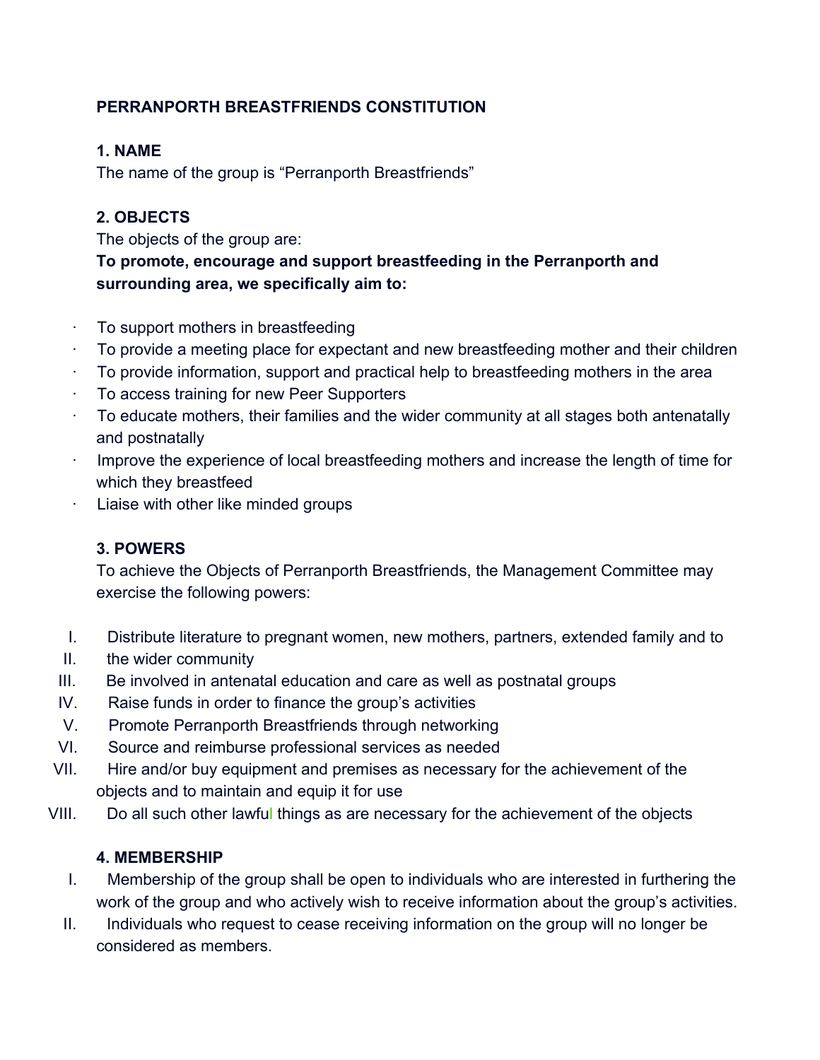**PERRANPORTH BREASTFRIENDS CONSTITUTION**

**1. NAME**

The name of the group is "Perranporth Breastfriends"

**2. OBJECTS**

The objects of the group are:

**To promote, encourage and support breastfeeding in the Perranporth and surrounding area, we specifically aim to:**

- To support mothers in breastfeeding
- To provide a meeting place for expectant and new breastfeeding mother and their children
- To provide information, support and practical help to breastfeeding mothers in the area
- To access training for new Peer Supporters
- To educate mothers, their families and the wider community at all stages both antenatally and postnatally
- Improve the experience of local breastfeeding mothers and increase the length of time for which they breastfeed
- Liaise with other like minded groups

**3. POWERS**

To achieve the Objects of Perranporth Breastfriends, the Management Committee may exercise the following powers:

I. Distribute literature to pregnant women, new mothers, partners, extended family and to
II. the wider community
III. Be involved in antenatal education and care as well as postnatal groups
IV. Raise funds in order to finance the group's activities
V. Promote Perranporth Breastfriends through networking
VI. Source and reimburse professional services as needed
VII. Hire and/or buy equipment and premises as necessary for the achievement of the objects and to maintain and equip it for use
VIII. Do all such other lawful things as are necessary for the achievement of the objects

**4. MEMBERSHIP**

I. Membership of the group shall be open to individuals who are interested in furthering the work of the group and who actively wish to receive information about the group's activities.
II. Individuals who request to cease receiving information on the group will no longer be considered as members.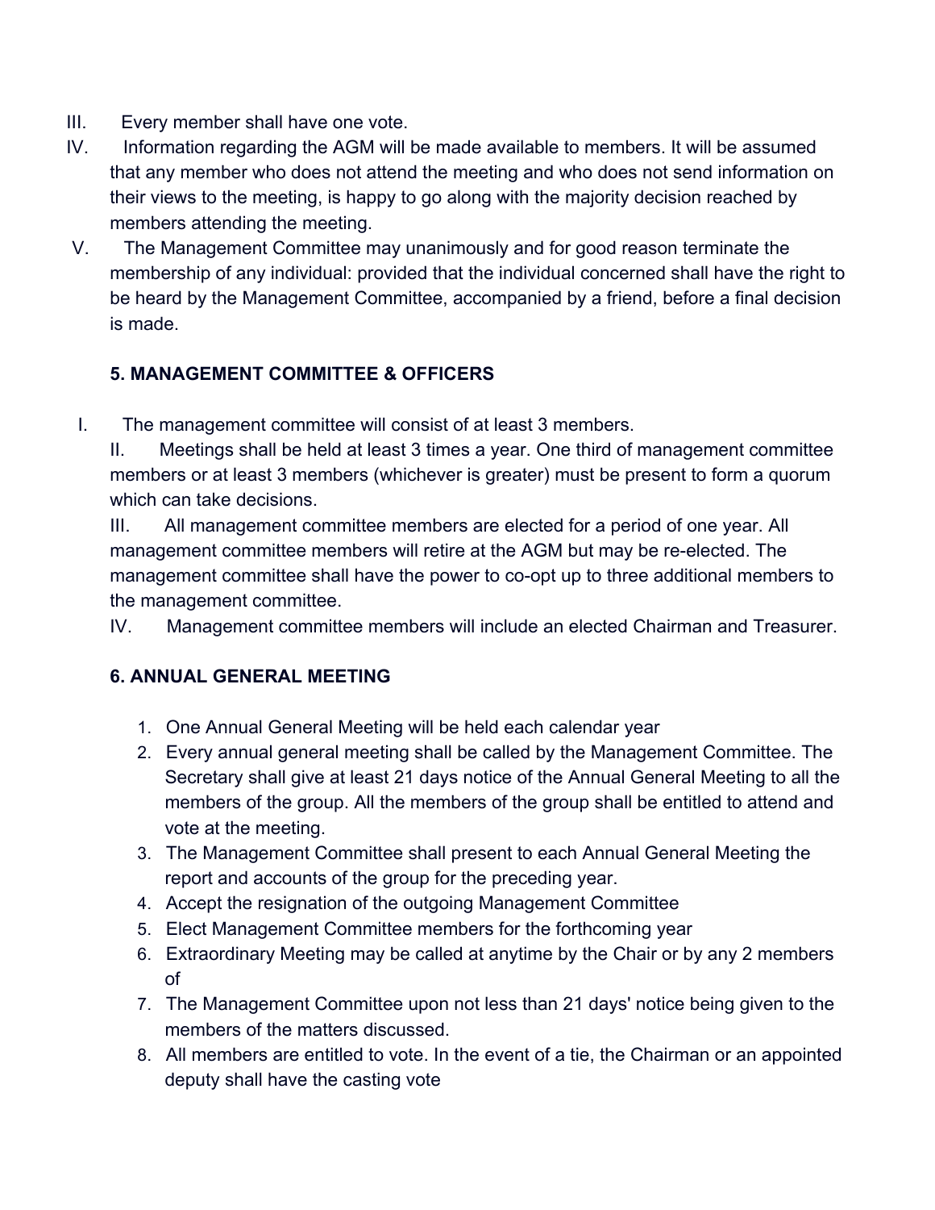III. Every member shall have one vote.

IV. Information regarding the AGM will be made available to members. It will be assumed that any member who does not attend the meeting and who does not send information on their views to the meeting, is happy to go along with the majority decision reached by members attending the meeting.

V. The Management Committee may unanimously and for good reason terminate the membership of any individual: provided that the individual concerned shall have the right to be heard by the Management Committee, accompanied by a friend, before a final decision is made.

**5. MANAGEMENT COMMITTEE & OFFICERS**

I. The management committee will consist of at least 3 members.

II. Meetings shall be held at least 3 times a year. One third of management committee members or at least 3 members (whichever is greater) must be present to form a quorum which can take decisions.

III. All management committee members are elected for a period of one year. All management committee members will retire at the AGM but may be re-elected. The management committee shall have the power to co-opt up to three additional members to the management committee.

IV. Management committee members will include an elected Chairman and Treasurer.

**6. ANNUAL GENERAL MEETING**

1. One Annual General Meeting will be held each calendar year
2. Every annual general meeting shall be called by the Management Committee. The Secretary shall give at least 21 days notice of the Annual General Meeting to all the members of the group. All the members of the group shall be entitled to attend and vote at the meeting.
3. The Management Committee shall present to each Annual General Meeting the report and accounts of the group for the preceding year.
4. Accept the resignation of the outgoing Management Committee
5. Elect Management Committee members for the forthcoming year
6. Extraordinary Meeting may be called at anytime by the Chair or by any 2 members of
7. The Management Committee upon not less than 21 days' notice being given to the members of the matters discussed.
8. All members are entitled to vote. In the event of a tie, the Chairman or an appointed deputy shall have the casting vote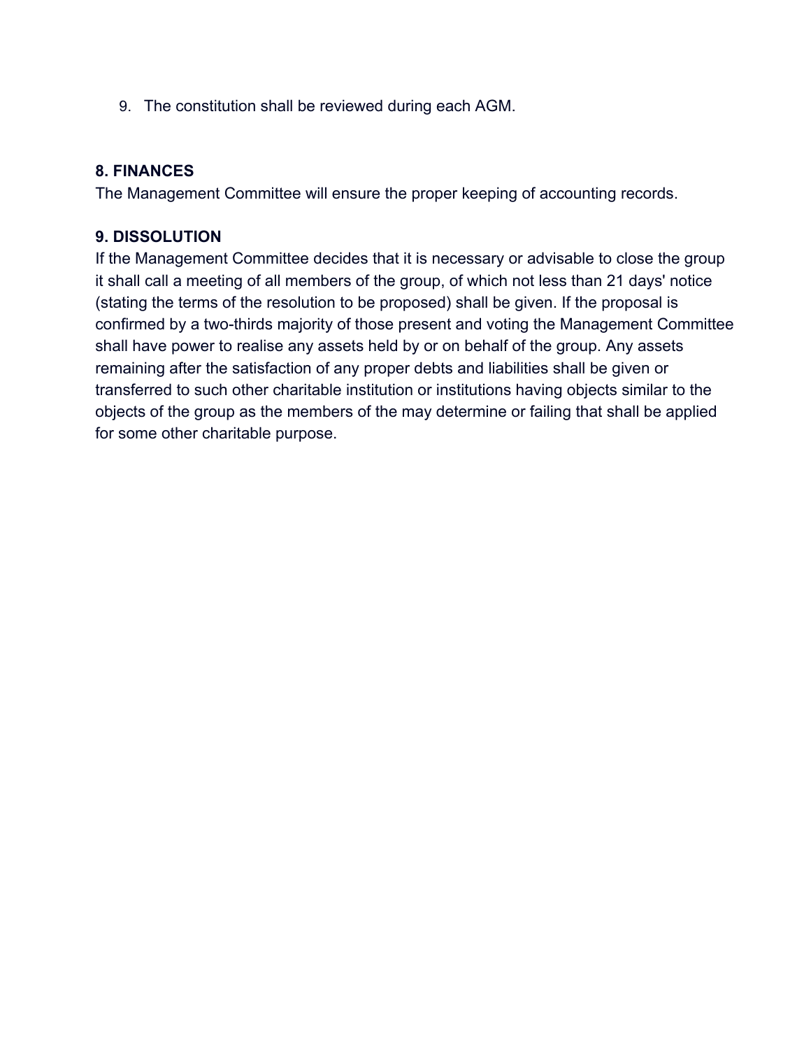9. The constitution shall be reviewed during each AGM.

**8. FINANCES**

The Management Committee will ensure the proper keeping of accounting records.

**9. DISSOLUTION**

If the Management Committee decides that it is necessary or advisable to close the group it shall call a meeting of all members of the group, of which not less than 21 days' notice (stating the terms of the resolution to be proposed) shall be given. If the proposal is confirmed by a two-thirds majority of those present and voting the Management Committee shall have power to realise any assets held by or on behalf of the group. Any assets remaining after the satisfaction of any proper debts and liabilities shall be given or transferred to such other charitable institution or institutions having objects similar to the objects of the group as the members of the may determine or failing that shall be applied for some other charitable purpose.